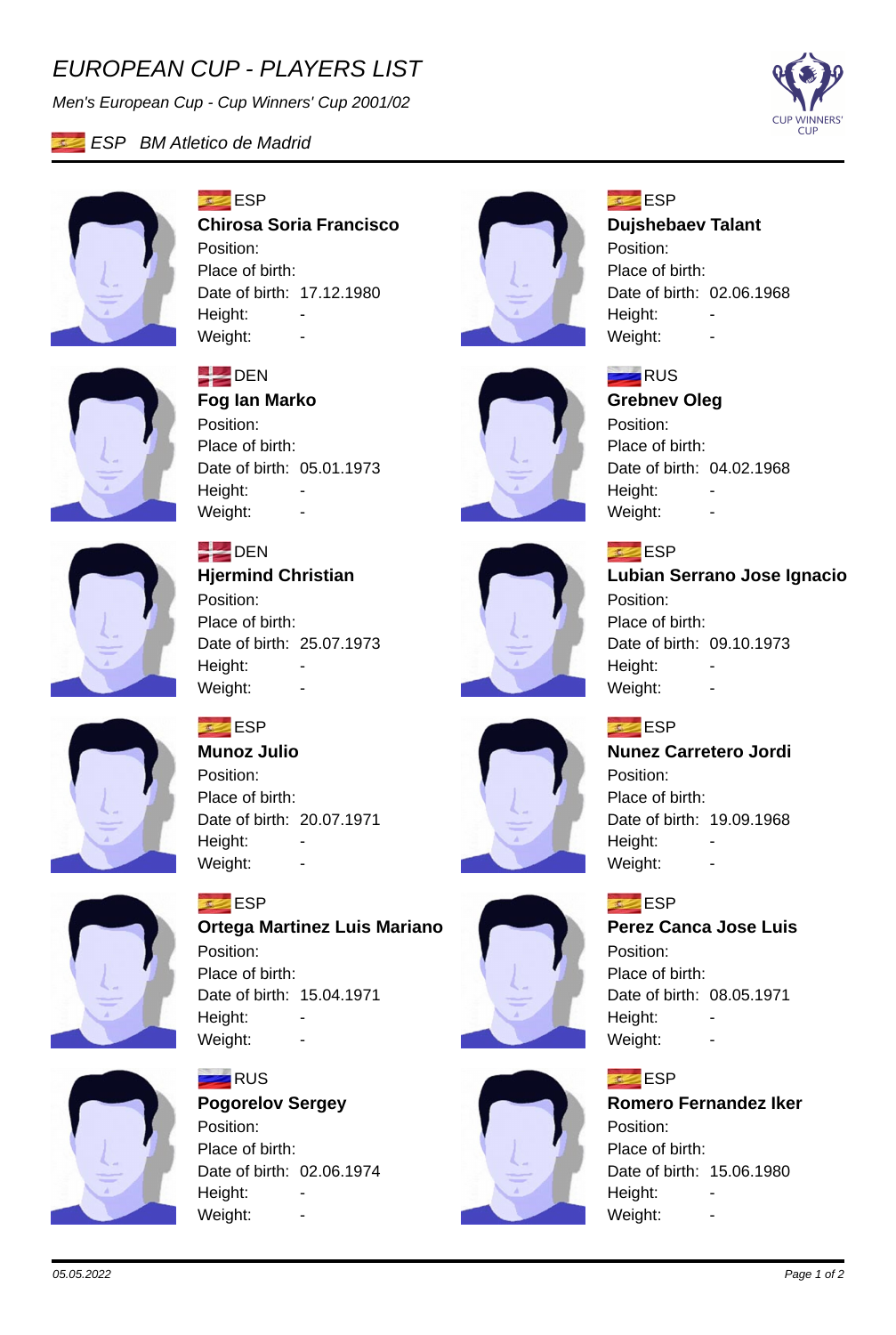# EUROPEAN CUP - PLAYERS LIST

*Men's European Cup - Cup Winners' Cup 2001/02*

*ESP BM Atletico de Madrid*

CUP WINNERS' CUP

ESP
**Chirosa Soria Francisco**
Position:
Place of birth:
Date of birth: 17.12.1980
Height: -
Weight: -

ESP
**Dujshebaev Talant**
Position:
Place of birth:
Date of birth: 02.06.1968
Height: -
Weight: -

DEN
**Fog Ian Marko**
Position:
Place of birth:
Date of birth: 05.01.1973
Height: -
Weight: -

RUS
**Grebnev Oleg**
Position:
Place of birth:
Date of birth: 04.02.1968
Height: -
Weight: -

DEN
**Hjermind Christian**
Position:
Place of birth:
Date of birth: 25.07.1973
Height: -
Weight: -

ESP
**Lubian Serrano Jose Ignacio**
Position:
Place of birth:
Date of birth: 09.10.1973
Height: -
Weight: -

ESP
**Munoz Julio**
Position:
Place of birth:
Date of birth: 20.07.1971
Height: -
Weight: -

ESP
**Nunez Carretero Jordi**
Position:
Place of birth:
Date of birth: 19.09.1968
Height: -
Weight: -

ESP
**Ortega Martinez Luis Mariano**
Position:
Place of birth:
Date of birth: 15.04.1971
Height: -
Weight: -

ESP
**Perez Canca Jose Luis**
Position:
Place of birth:
Date of birth: 08.05.1971
Height: -
Weight: -

RUS
**Pogorelov Sergey**
Position:
Place of birth:
Date of birth: 02.06.1974
Height: -
Weight: -

ESP
**Romero Fernandez Iker**
Position:
Place of birth:
Date of birth: 15.06.1980
Height: -
Weight: -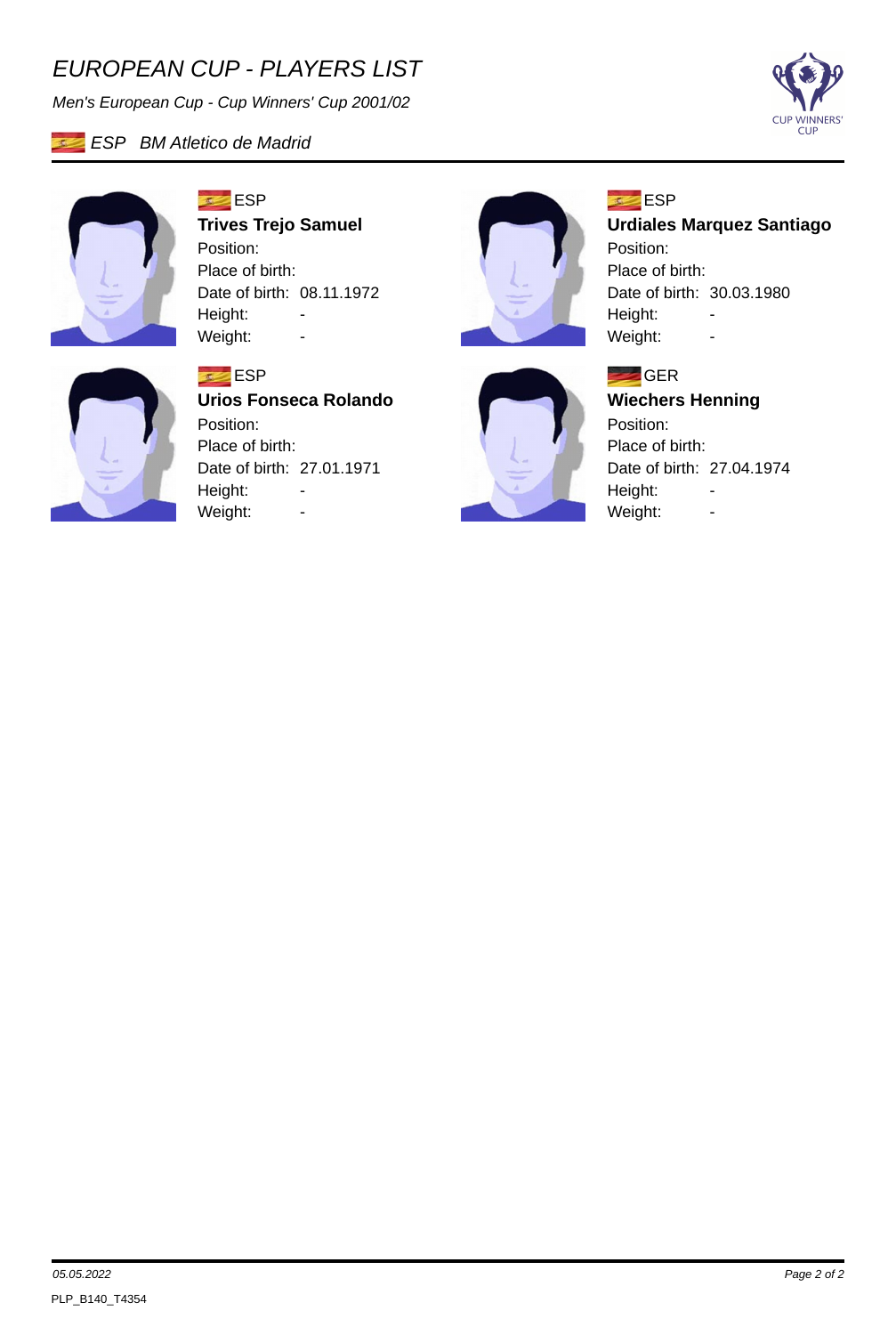# EUROPEAN CUP - PLAYERS LIST

*Men's European Cup - Cup Winners' Cup 2001/02*

*ESP BM Atletico de Madrid*

ESP

**Trives Trejo Samuel**

Position:

Place of birth:

Date of birth: 08.11.1972

Height: -

Weight: -

ESP

**Urdiales Marquez Santiago**

Position:

Place of birth:

Date of birth: 30.03.1980

Height: -

Weight: -

ESP

**Urios Fonseca Rolando**

Position:

Place of birth:

Date of birth: 27.01.1971

Height: -

Weight: -

GER

**Wiechers Henning**

Position:

Place of birth:

Date of birth: 27.04.1974

Height: -

Weight: -

*05.05.2022*

PLP_B140_T4354